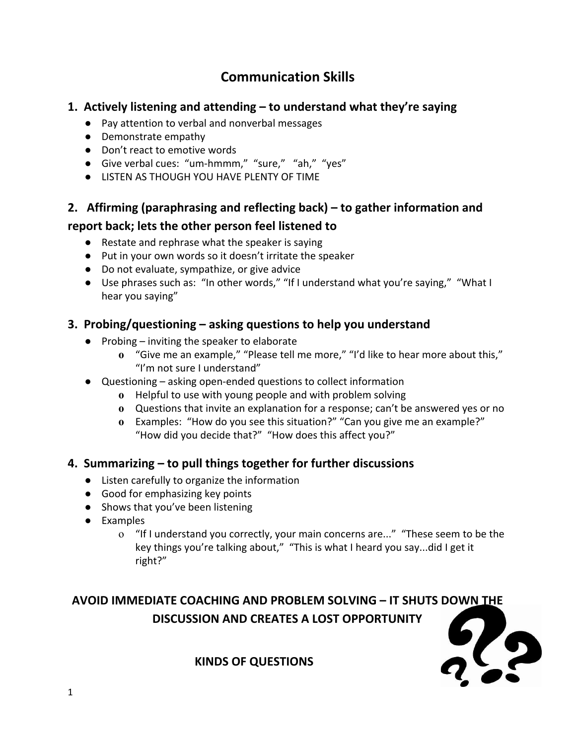# Communication Skills

## 1. Actively listening and attending – to understand what they're saying

- Pay attention to verbal and nonverbal messages
- Demonstrate empathy
- Don't react to emotive words
- Give verbal cues: "um-hmmm," "sure," "ah," "yes"
- LISTEN AS THOUGH YOU HAVE PLENTY OF TIME

## 2. Affirming (paraphrasing and reflecting back) – to gather information and report back; lets the other person feel listened to

- Restate and rephrase what the speaker is saying
- Put in your own words so it doesn't irritate the speaker
- Do not evaluate, sympathize, or give advice
- Use phrases such as: "In other words," "If I understand what you're saying," "What I hear you saying"

## 3. Probing/questioning – asking questions to help you understand

- Probing – inviting the speaker to elaborate
  - "Give me an example," "Please tell me more," "I'd like to hear more about this," "I'm not sure I understand"
- Questioning – asking open-ended questions to collect information
  - Helpful to use with young people and with problem solving
  - Questions that invite an explanation for a response; can't be answered yes or no
  - Examples: "How do you see this situation?" "Can you give me an example?" "How did you decide that?" "How does this affect you?"

## 4. Summarizing – to pull things together for further discussions

- Listen carefully to organize the information
- Good for emphasizing key points
- Shows that you've been listening
- Examples
  - "If I understand you correctly, your main concerns are..." "These seem to be the key things you're talking about," "This is what I heard you say...did I get it right?"

**AVOID IMMEDIATE COACHING AND PROBLEM SOLVING – IT SHUTS DOWN THE DISCUSSION AND CREATES A LOST OPPORTUNITY**

**KINDS OF QUESTIONS**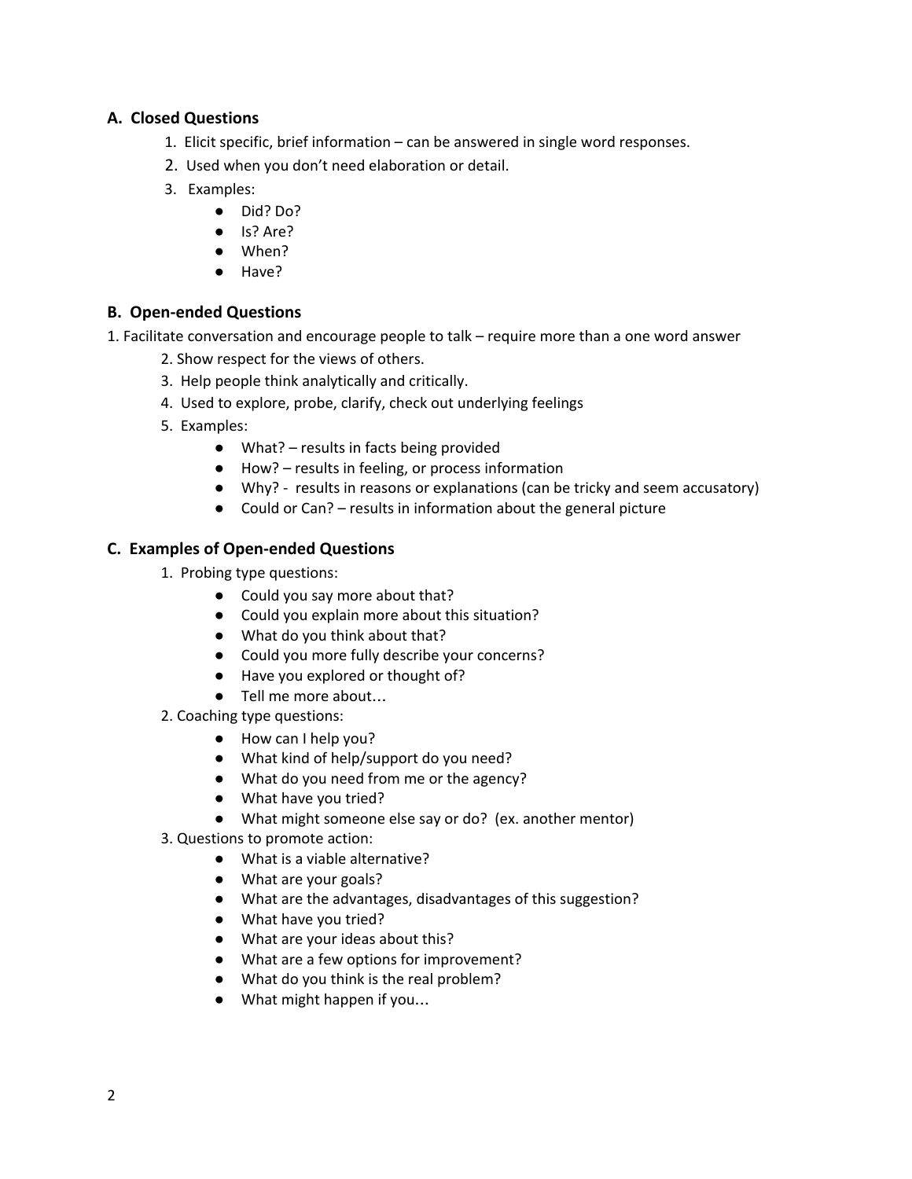### A. Closed Questions

1. Elicit specific, brief information – can be answered in single word responses.
2. Used when you don't need elaboration or detail.
3. Examples:
   - Did? Do?
   - Is? Are?
   - When?
   - Have?

### B. Open-ended Questions

1. Facilitate conversation and encourage people to talk – require more than a one word answer
2. Show respect for the views of others.
3. Help people think analytically and critically.
4. Used to explore, probe, clarify, check out underlying feelings
5. Examples:
   - What? – results in facts being provided
   - How? – results in feeling, or process information
   - Why? - results in reasons or explanations (can be tricky and seem accusatory)
   - Could or Can? – results in information about the general picture

### C. Examples of Open-ended Questions

1. Probing type questions:
   - Could you say more about that?
   - Could you explain more about this situation?
   - What do you think about that?
   - Could you more fully describe your concerns?
   - Have you explored or thought of?
   - Tell me more about…
2. Coaching type questions:
   - How can I help you?
   - What kind of help/support do you need?
   - What do you need from me or the agency?
   - What have you tried?
   - What might someone else say or do? (ex. another mentor)
3. Questions to promote action:
   - What is a viable alternative?
   - What are your goals?
   - What are the advantages, disadvantages of this suggestion?
   - What have you tried?
   - What are your ideas about this?
   - What are a few options for improvement?
   - What do you think is the real problem?
   - What might happen if you…